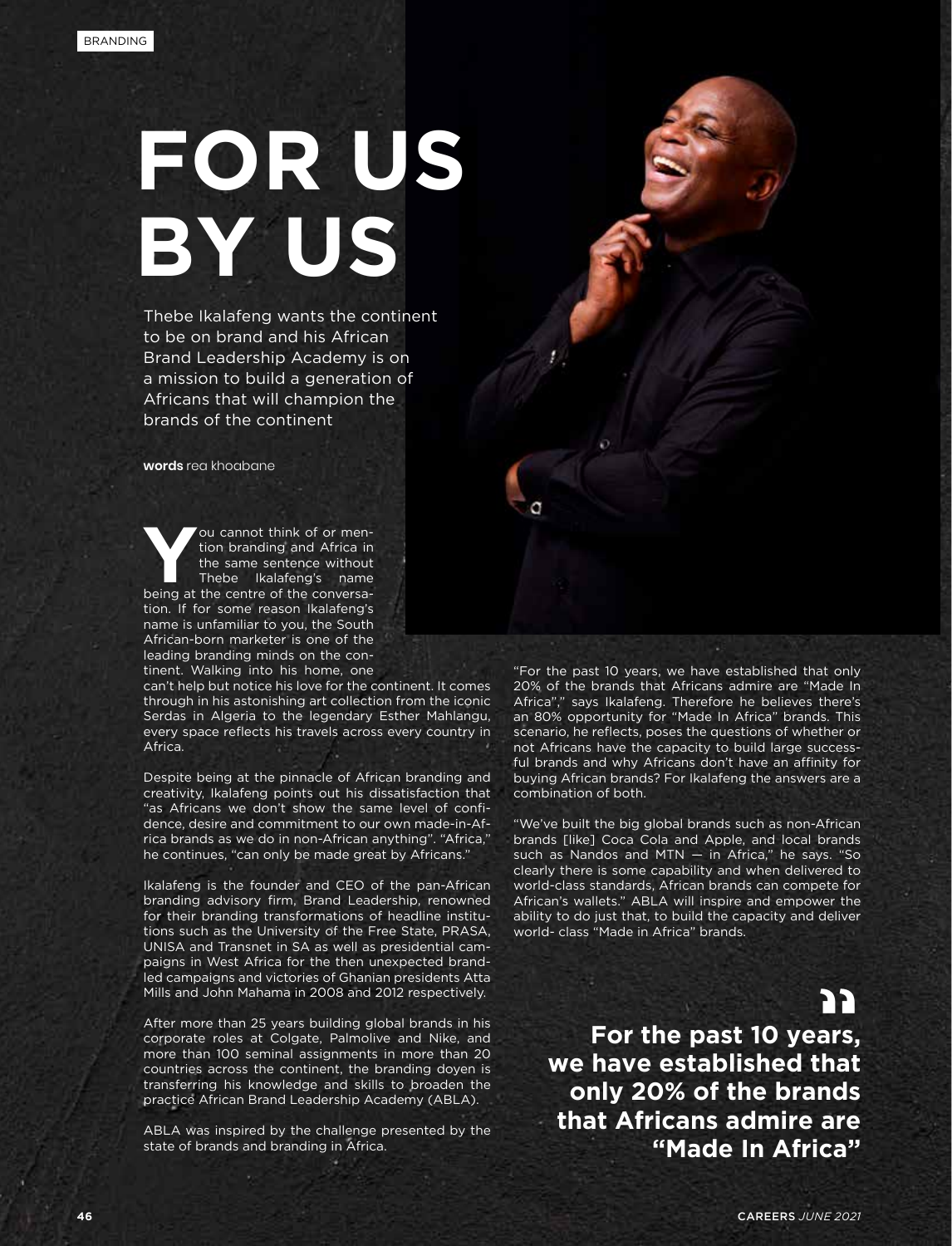# FOR US BY US

Thebe Ikalafeng wants the continent to be on brand and his African Brand Leadership Academy is on a mission to build a generation of Africans that will champion the brands of the continent

**words** rea khoabane

You cannot think of or mention branding and Africa in the same sentence without Thebe Ikalafeng's name being at the centre of the conversation. If for some reason Ikalafeng's name is unfamiliar to you, the South African-born marketer is one of the leading branding minds on the continent. Walking into his home, one can't help but notice his love for the continent. It comes through in his astonishing art collection from the iconic Serdas in Algeria to the legendary Esther Mahlangu, every space reflects his travels across every country in Africa.

Despite being at the pinnacle of African branding and creativity, Ikalafeng points out his dissatisfaction that "as Africans we don't show the same level of confidence, desire and commitment to our own made-in-Africa brands as we do in non-African anything". "Africa," he continues, "can only be made great by Africans."

Ikalafeng is the founder and CEO of the pan-African branding advisory firm, Brand Leadership, renowned for their branding transformations of headline institutions such as the University of the Free State, PRASA, UNISA and Transnet in SA as well as presidential campaigns in West Africa for the then unexpected brand-led campaigns and victories of Ghanian presidents Atta Mills and John Mahama in 2008 and 2012 respectively.

After more than 25 years building global brands in his corporate roles at Colgate, Palmolive and Nike, and more than 100 seminal assignments in more than 20 countries across the continent, the branding doyen is transferring his knowledge and skills to broaden the practice African Brand Leadership Academy (ABLA).

ABLA was inspired by the challenge presented by the state of brands and branding in Africa.

"For the past 10 years, we have established that only 20% of the brands that Africans admire are "Made In Africa"," says Ikalafeng. Therefore he believes there's an 80% opportunity for "Made In Africa" brands. This scenario, he reflects, poses the questions of whether or not Africans have the capacity to build large successful brands and why Africans don't have an affinity for buying African brands? For Ikalafeng the answers are a combination of both.

"We've built the big global brands such as non-African brands [like] Coca Cola and Apple, and local brands such as Nandos and MTN — in Africa," he says. "So clearly there is some capability and when delivered to world-class standards, African brands can compete for African's wallets." ABLA will inspire and empower the ability to do just that, to build the capacity and deliver world- class "Made in Africa" brands.

> **For the past 10 years, we have established that only 20% of the brands that Africans admire are "Made In Africa"**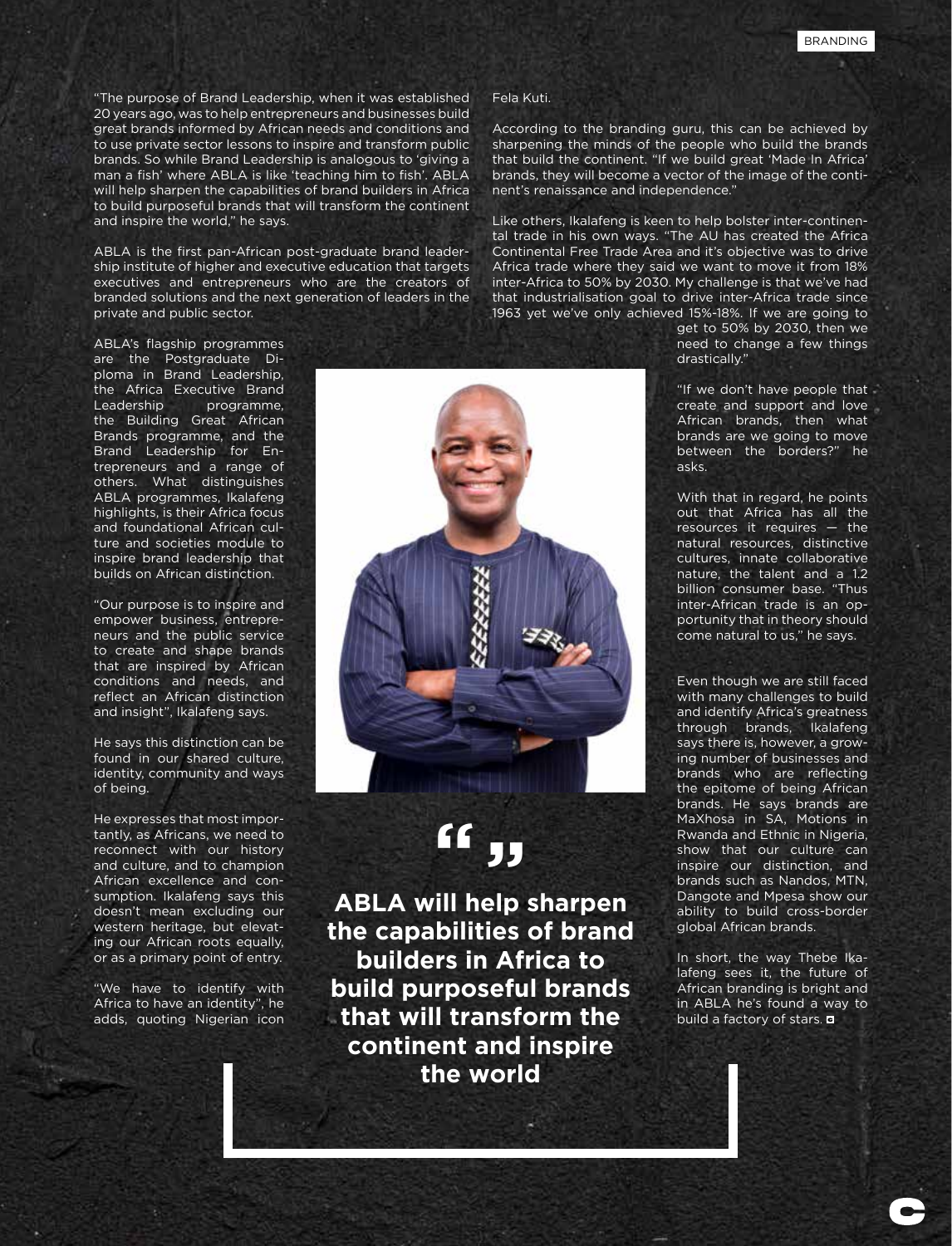"The purpose of Brand Leadership, when it was established 20 years ago, was to help entrepreneurs and businesses build great brands informed by African needs and conditions and to use private sector lessons to inspire and transform public brands. So while Brand Leadership is analogous to 'giving a man a fish' where ABLA is like 'teaching him to fish'. ABLA will help sharpen the capabilities of brand builders in Africa to build purposeful brands that will transform the continent and inspire the world," he says.

ABLA is the first pan-African post-graduate brand leadership institute of higher and executive education that targets executives and entrepreneurs who are the creators of branded solutions and the next generation of leaders in the private and public sector.

ABLA's flagship programmes are the Postgraduate Diploma in Brand Leadership, the Africa Executive Brand Leadership programme, the Building Great African Brands programme, and the Brand Leadership for Entrepreneurs and a range of others. What distinguishes ABLA programmes, Ikalafeng highlights, is their Africa focus and foundational African culture and societies module to inspire brand leadership that builds on African distinction.

"Our purpose is to inspire and empower business, entrepreneurs and the public service to create and shape brands that are inspired by African conditions and needs, and reflect an African distinction and insight", Ikalafeng says.

He says this distinction can be found in our shared culture, identity, community and ways of being.

He expresses that most importantly, as Africans, we need to reconnect with our history and culture, and to champion African excellence and consumption. Ikalafeng says this doesn't mean excluding our western heritage, but elevating our African roots equally, or as a primary point of entry.

"We have to identify with Africa to have an identity", he adds, quoting Nigerian icon Fela Kuti.

According to the branding guru, this can be achieved by sharpening the minds of the people who build the brands that build the continent. "If we build great 'Made In Africa' brands, they will become a vector of the image of the continent's renaissance and independence."

Like others, Ikalafeng is keen to help bolster inter-continental trade in his own ways. "The AU has created the Africa Continental Free Trade Area and it's objective was to drive Africa trade where they said we want to move it from 18% inter-Africa to 50% by 2030. My challenge is that we've had that industrialisation goal to drive inter-Africa trade since 1963 yet we've only achieved 15%-18%. If we are going to get to 50% by 2030, then we need to change a few things drastically."

"If we don't have people that create and support and love African brands, then what brands are we going to move between the borders?" he asks.

With that in regard, he points out that Africa has all the resources it requires — the natural resources, distinctive cultures, innate collaborative nature, the talent and a 1.2 billion consumer base. "Thus inter-African trade is an opportunity that in theory should come natural to us," he says.

Even though we are still faced with many challenges to build and identify Africa's greatness through brands, Ikalafeng says there is, however, a growing number of businesses and brands who are reflecting the epitome of being African brands. He says brands are MaXhosa in SA, Motions in Rwanda and Ethnic in Nigeria, show that our culture can inspire our distinction, and brands such as Nandos, MTN, Dangote and Mpesa show our ability to build cross-border global African brands.

In short, the way Thebe Ikalafeng sees it, the future of African branding is bright and in ABLA he's found a way to build a factory of stars.

**"ABLA will help sharpen the capabilities of brand builders in Africa to build purposeful brands that will transform the continent and inspire the world"**